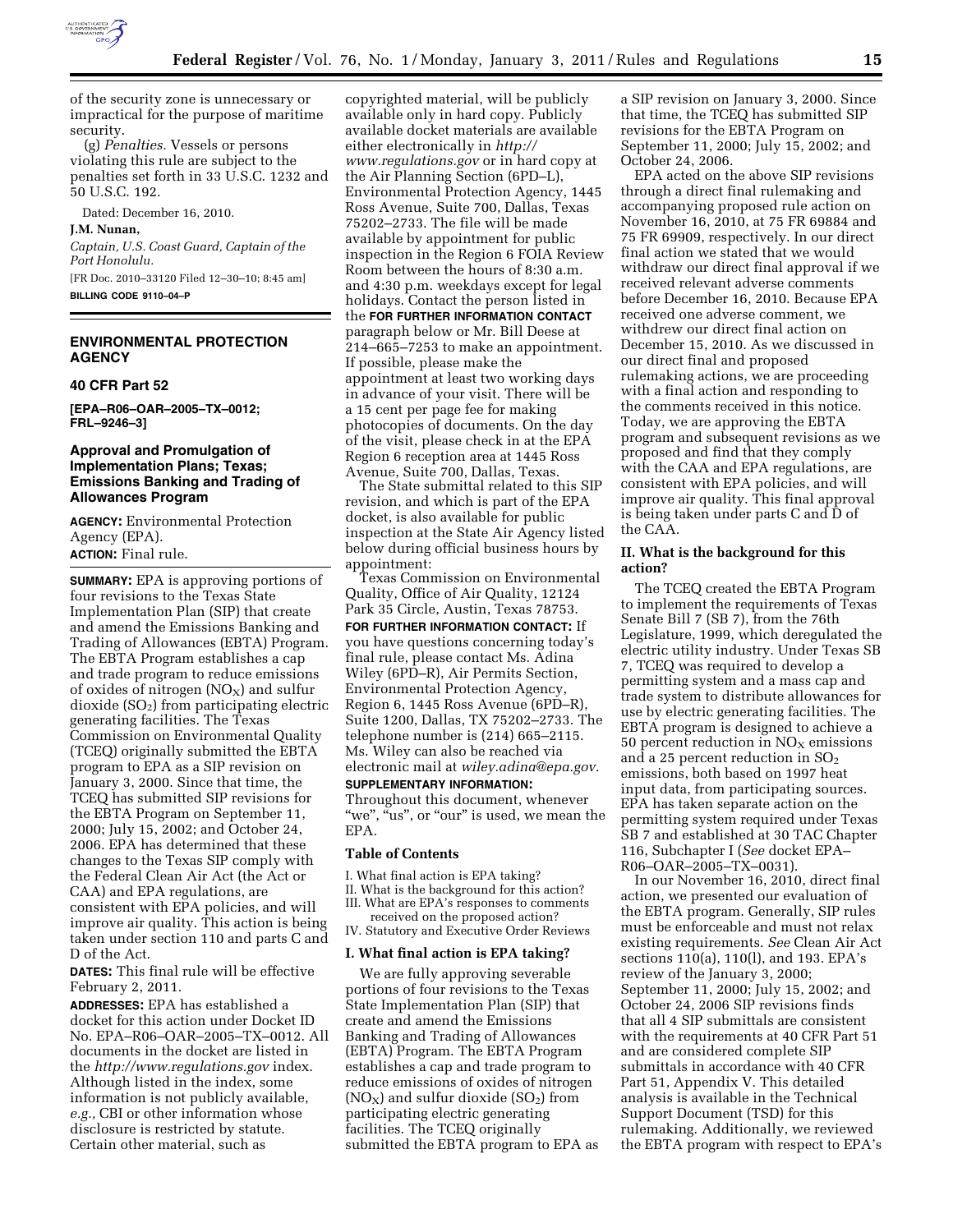of the security zone is unnecessary or impractical for the purpose of maritime security.

(g) *Penalties.* Vessels or persons violating this rule are subject to the penalties set forth in 33 U.S.C. 1232 and 50 U.S.C. 192.

Dated: December 16, 2010.

**J.M. Nunan,**

*Captain, U.S. Coast Guard, Captain of the Port Honolulu.*

[FR Doc. 2010–33120 Filed 12–30–10; 8:45 am]

**BILLING CODE 9110–04–P**

---

## ENVIRONMENTAL PROTECTION AGENCY

### 40 CFR Part 52

**[EPA–R06–OAR–2005–TX–0012; FRL–9246–3]**

### Approval and Promulgation of Implementation Plans; Texas; Emissions Banking and Trading of Allowances Program

**AGENCY:** Environmental Protection Agency (EPA).

**ACTION:** Final rule.

**SUMMARY:** EPA is approving portions of four revisions to the Texas State Implementation Plan (SIP) that create and amend the Emissions Banking and Trading of Allowances (EBTA) Program. The EBTA Program establishes a cap and trade program to reduce emissions of oxides of nitrogen ($NO_X$) and sulfur dioxide ($SO_2$) from participating electric generating facilities. The Texas Commission on Environmental Quality (TCEQ) originally submitted the EBTA program to EPA as a SIP revision on January 3, 2000. Since that time, the TCEQ has submitted SIP revisions for the EBTA Program on September 11, 2000; July 15, 2002; and October 24, 2006. EPA has determined that these changes to the Texas SIP comply with the Federal Clean Air Act (the Act or CAA) and EPA regulations, are consistent with EPA policies, and will improve air quality. This action is being taken under section 110 and parts C and D of the Act.

**DATES:** This final rule will be effective February 2, 2011.

**ADDRESSES:** EPA has established a docket for this action under Docket ID No. EPA–R06–OAR–2005–TX–0012. All documents in the docket are listed in the *http://www.regulations.gov* index. Although listed in the index, some information is not publicly available, *e.g.,* CBI or other information whose disclosure is restricted by statute. Certain other material, such as copyrighted material, will be publicly available only in hard copy. Publicly available docket materials are available either electronically in *http://www.regulations.gov* or in hard copy at the Air Planning Section (6PD–L), Environmental Protection Agency, 1445 Ross Avenue, Suite 700, Dallas, Texas 75202–2733. The file will be made available by appointment for public inspection in the Region 6 FOIA Review Room between the hours of 8:30 a.m. and 4:30 p.m. weekdays except for legal holidays. Contact the person listed in the **FOR FURTHER INFORMATION CONTACT** paragraph below or Mr. Bill Deese at 214–665–7253 to make an appointment. If possible, please make the appointment at least two working days in advance of your visit. There will be a 15 cent per page fee for making photocopies of documents. On the day of the visit, please check in at the EPA Region 6 reception area at 1445 Ross Avenue, Suite 700, Dallas, Texas.

The State submittal related to this SIP revision, and which is part of the EPA docket, is also available for public inspection at the State Air Agency listed below during official business hours by appointment:

Texas Commission on Environmental Quality, Office of Air Quality, 12124 Park 35 Circle, Austin, Texas 78753.

**FOR FURTHER INFORMATION CONTACT:** If you have questions concerning today's final rule, please contact Ms. Adina Wiley (6PD–R), Air Permits Section, Environmental Protection Agency, Region 6, 1445 Ross Avenue (6PD–R), Suite 1200, Dallas, TX 75202–2733. The telephone number is (214) 665–2115. Ms. Wiley can also be reached via electronic mail at *wiley.adina@epa.gov.*

**SUPPLEMENTARY INFORMATION:** Throughout this document, whenever "we", "us", or "our" is used, we mean the EPA.

#### Table of Contents

I. What final action is EPA taking?
II. What is the background for this action?
III. What are EPA's responses to comments received on the proposed action?
IV. Statutory and Executive Order Reviews

#### I. What final action is EPA taking?

We are fully approving severable portions of four revisions to the Texas State Implementation Plan (SIP) that create and amend the Emissions Banking and Trading of Allowances (EBTA) Program. The EBTA Program establishes a cap and trade program to reduce emissions of oxides of nitrogen ($NO_X$) and sulfur dioxide ($SO_2$) from participating electric generating facilities. The TCEQ originally submitted the EBTA program to EPA as a SIP revision on January 3, 2000. Since that time, the TCEQ has submitted SIP revisions for the EBTA Program on September 11, 2000; July 15, 2002; and October 24, 2006.

EPA acted on the above SIP revisions through a direct final rulemaking and accompanying proposed rule action on November 16, 2010, at 75 FR 69884 and 75 FR 69909, respectively. In our direct final action we stated that we would withdraw our direct final approval if we received relevant adverse comments before December 16, 2010. Because EPA received one adverse comment, we withdrew our direct final action on December 15, 2010. As we discussed in our direct final and proposed rulemaking actions, we are proceeding with a final action and responding to the comments received in this notice. Today, we are approving the EBTA program and subsequent revisions as we proposed and find that they comply with the CAA and EPA regulations, are consistent with EPA policies, and will improve air quality. This final approval is being taken under parts C and D of the CAA.

#### II. What is the background for this action?

The TCEQ created the EBTA Program to implement the requirements of Texas Senate Bill 7 (SB 7), from the 76th Legislature, 1999, which deregulated the electric utility industry. Under Texas SB 7, TCEQ was required to develop a permitting system and a mass cap and trade system to distribute allowances for use by electric generating facilities. The EBTA program is designed to achieve a 50 percent reduction in $NO_X$ emissions and a 25 percent reduction in $SO_2$ emissions, both based on 1997 heat input data, from participating sources. EPA has taken separate action on the permitting system required under Texas SB 7 and established at 30 TAC Chapter 116, Subchapter I (*See* docket EPA–R06–OAR–2005–TX–0031).

In our November 16, 2010, direct final action, we presented our evaluation of the EBTA program. Generally, SIP rules must be enforceable and must not relax existing requirements. *See* Clean Air Act sections 110(a), 110(l), and 193. EPA's review of the January 3, 2000; September 11, 2000; July 15, 2002; and October 24, 2006 SIP revisions finds that all 4 SIP submittals are consistent with the requirements at 40 CFR Part 51 and are considered complete SIP submittals in accordance with 40 CFR Part 51, Appendix V. This detailed analysis is available in the Technical Support Document (TSD) for this rulemaking. Additionally, we reviewed the EBTA program with respect to EPA's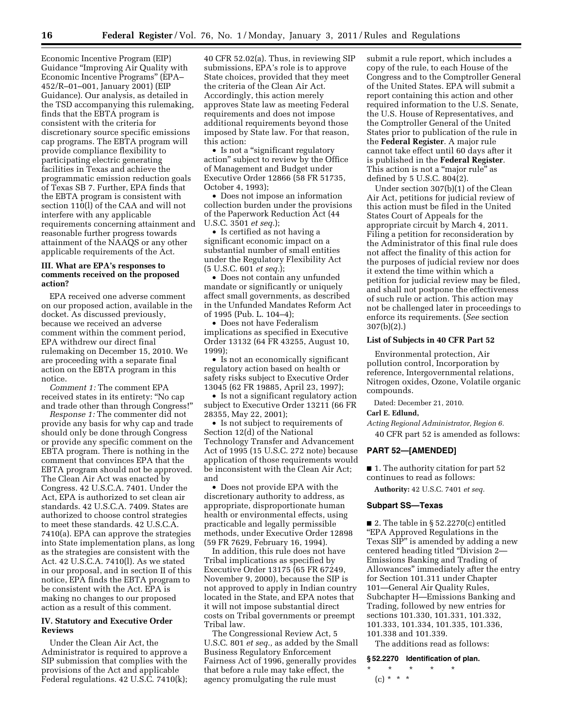Economic Incentive Program (EIP) Guidance "Improving Air Quality with Economic Incentive Programs" (EPA–452/R–01–001, January 2001) (EIP Guidance). Our analysis, as detailed in the TSD accompanying this rulemaking, finds that the EBTA program is consistent with the criteria for discretionary source specific emissions cap programs. The EBTA program will provide compliance flexibility to participating electric generating facilities in Texas and achieve the programmatic emission reduction goals of Texas SB 7. Further, EPA finds that the EBTA program is consistent with section 110(l) of the CAA and will not interfere with any applicable requirements concerning attainment and reasonable further progress towards attainment of the NAAQS or any other applicable requirements of the Act.

### III. What are EPA's responses to comments received on the proposed action?

EPA received one adverse comment on our proposed action, available in the docket. As discussed previously, because we received an adverse comment within the comment period, EPA withdrew our direct final rulemaking on December 15, 2010. We are proceeding with a separate final action on the EBTA program in this notice.

*Comment 1:* The comment EPA received states in its entirety: "No cap and trade other than through Congress!"

*Response 1:* The commenter did not provide any basis for why cap and trade should only be done through Congress or provide any specific comment on the EBTA program. There is nothing in the comment that convinces EPA that the EBTA program should not be approved. The Clean Air Act was enacted by Congress. 42 U.S.C.A. 7401. Under the Act, EPA is authorized to set clean air standards. 42 U.S.C.A. 7409. States are authorized to choose control strategies to meet these standards. 42 U.S.C.A. 7410(a). EPA can approve the strategies into State implementation plans, as long as the strategies are consistent with the Act. 42 U.S.C.A. 7410(l). As we stated in our proposal, and in section II of this notice, EPA finds the EBTA program to be consistent with the Act. EPA is making no changes to our proposed action as a result of this comment.

### IV. Statutory and Executive Order Reviews

Under the Clean Air Act, the Administrator is required to approve a SIP submission that complies with the provisions of the Act and applicable Federal regulations. 42 U.S.C. 7410(k); 40 CFR 52.02(a). Thus, in reviewing SIP submissions, EPA's role is to approve State choices, provided that they meet the criteria of the Clean Air Act. Accordingly, this action merely approves State law as meeting Federal requirements and does not impose additional requirements beyond those imposed by State law. For that reason, this action:

- Is not a "significant regulatory action" subject to review by the Office of Management and Budget under Executive Order 12866 (58 FR 51735, October 4, 1993);
- Does not impose an information collection burden under the provisions of the Paperwork Reduction Act (44 U.S.C. 3501 *et seq.*);
- Is certified as not having a significant economic impact on a substantial number of small entities under the Regulatory Flexibility Act (5 U.S.C. 601 *et seq.*);
- Does not contain any unfunded mandate or significantly or uniquely affect small governments, as described in the Unfunded Mandates Reform Act of 1995 (Pub. L. 104–4);
- Does not have Federalism implications as specified in Executive Order 13132 (64 FR 43255, August 10, 1999);
- Is not an economically significant regulatory action based on health or safety risks subject to Executive Order 13045 (62 FR 19885, April 23, 1997);
- Is not a significant regulatory action subject to Executive Order 13211 (66 FR 28355, May 22, 2001);
- Is not subject to requirements of Section 12(d) of the National Technology Transfer and Advancement Act of 1995 (15 U.S.C. 272 note) because application of those requirements would be inconsistent with the Clean Air Act; and
- Does not provide EPA with the discretionary authority to address, as appropriate, disproportionate human health or environmental effects, using practicable and legally permissible methods, under Executive Order 12898 (59 FR 7629, February 16, 1994).

In addition, this rule does not have Tribal implications as specified by Executive Order 13175 (65 FR 67249, November 9, 2000), because the SIP is not approved to apply in Indian country located in the State, and EPA notes that it will not impose substantial direct costs on Tribal governments or preempt Tribal law.

The Congressional Review Act, 5 U.S.C. 801 *et seq.,* as added by the Small Business Regulatory Enforcement Fairness Act of 1996, generally provides that before a rule may take effect, the agency promulgating the rule must submit a rule report, which includes a copy of the rule, to each House of the Congress and to the Comptroller General of the United States. EPA will submit a report containing this action and other required information to the U.S. Senate, the U.S. House of Representatives, and the Comptroller General of the United States prior to publication of the rule in the **Federal Register**. A major rule cannot take effect until 60 days after it is published in the **Federal Register**. This action is not a "major rule" as defined by 5 U.S.C. 804(2).

Under section 307(b)(1) of the Clean Air Act, petitions for judicial review of this action must be filed in the United States Court of Appeals for the appropriate circuit by March 4, 2011. Filing a petition for reconsideration by the Administrator of this final rule does not affect the finality of this action for the purposes of judicial review nor does it extend the time within which a petition for judicial review may be filed, and shall not postpone the effectiveness of such rule or action. This action may not be challenged later in proceedings to enforce its requirements. (*See* section 307(b)(2).)

### List of Subjects in 40 CFR Part 52

Environmental protection, Air pollution control, Incorporation by reference, Intergovernmental relations, Nitrogen oxides, Ozone, Volatile organic compounds.

Dated: December 21, 2010.

**Carl E. Edlund,**

*Acting Regional Administrator, Region 6.*

40 CFR part 52 is amended as follows:

## PART 52—[AMENDED]

■ 1. The authority citation for part 52 continues to read as follows:

**Authority:** 42 U.S.C. 7401 *et seq.*

### Subpart SS—Texas

■ 2. The table in § 52.2270(c) entitled "EPA Approved Regulations in the Texas SIP" is amended by adding a new centered heading titled "Division 2—Emissions Banking and Trading of Allowances" immediately after the entry for Section 101.311 under Chapter 101—General Air Quality Rules, Subchapter H—Emissions Banking and Trading, followed by new entries for sections 101.330, 101.331, 101.332, 101.333, 101.334, 101.335, 101.336, 101.338 and 101.339.

The additions read as follows:

**§ 52.2270 Identification of plan.**

\* \* \* \* \*

(c) \* \* \*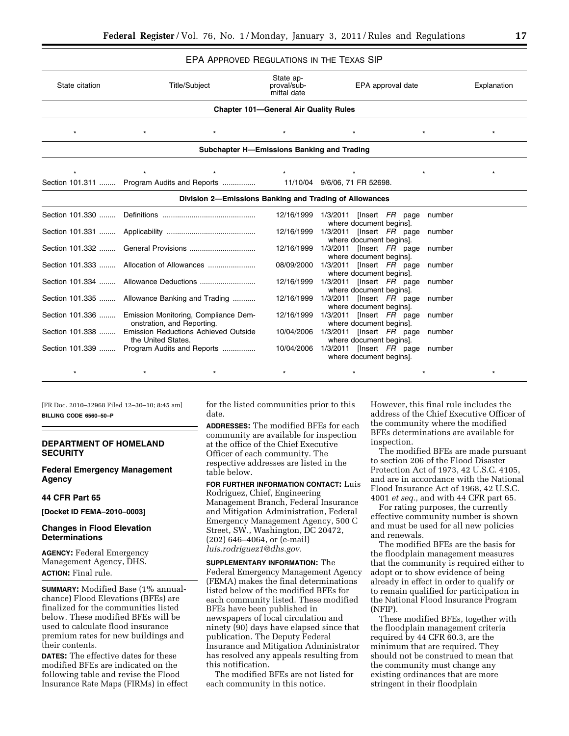EPA APPROVED REGULATIONS IN THE TEXAS SIP

| State citation | Title/Subject | State approval/submittal date | EPA approval date | Explanation |
|---|---|---|---|---|
| **Chapter 101—General Air Quality Rules** | | | | |
| * | * | * | * | * |
| **Subchapter H—Emissions Banking and Trading** | | | | |
| * | * | * | * | * |
| Section 101.311 | Program Audits and Reports | 11/10/04 | 9/6/06, 71 FR 52698. | |
| **Division 2—Emissions Banking and Trading of Allowances** | | | | |
| Section 101.330 | Definitions | 12/16/1999 | 1/3/2011 [Insert *FR* page number where document begins]. | |
| Section 101.331 | Applicability | 12/16/1999 | 1/3/2011 [Insert *FR* page number where document begins]. | |
| Section 101.332 | General Provisions | 12/16/1999 | 1/3/2011 [Insert *FR* page number where document begins]. | |
| Section 101.333 | Allocation of Allowances | 08/09/2000 | 1/3/2011 [Insert *FR* page number where document begins]. | |
| Section 101.334 | Allowance Deductions | 12/16/1999 | 1/3/2011 [Insert *FR* page number where document begins]. | |
| Section 101.335 | Allowance Banking and Trading | 12/16/1999 | 1/3/2011 [Insert *FR* page number where document begins]. | |
| Section 101.336 | Emission Monitoring, Compliance Demonstration, and Reporting. | 12/16/1999 | 1/3/2011 [Insert *FR* page number where document begins]. | |
| Section 101.338 | Emission Reductions Achieved Outside the United States. | 10/04/2006 | 1/3/2011 [Insert *FR* page number where document begins]. | |
| Section 101.339 | Program Audits and Reports | 10/04/2006 | 1/3/2011 [Insert *FR* page number where document begins]. | |
| * | * | * | * | * |

[FR Doc. 2010–32968 Filed 12–30–10; 8:45 am]

**BILLING CODE 6560–50–P**

## DEPARTMENT OF HOMELAND SECURITY

### Federal Emergency Management Agency

### 44 CFR Part 65

**[Docket ID FEMA–2010–0003]**

### Changes in Flood Elevation Determinations

**AGENCY:** Federal Emergency Management Agency, DHS.

**ACTION:** Final rule.

**SUMMARY:** Modified Base (1% annual-chance) Flood Elevations (BFEs) are finalized for the communities listed below. These modified BFEs will be used to calculate flood insurance premium rates for new buildings and their contents.

**DATES:** The effective dates for these modified BFEs are indicated on the following table and revise the Flood Insurance Rate Maps (FIRMs) in effect for the listed communities prior to this date.

**ADDRESSES:** The modified BFEs for each community are available for inspection at the office of the Chief Executive Officer of each community. The respective addresses are listed in the table below.

**FOR FURTHER INFORMATION CONTACT:** Luis Rodriguez, Chief, Engineering Management Branch, Federal Insurance and Mitigation Administration, Federal Emergency Management Agency, 500 C Street, SW., Washington, DC 20472, (202) 646–4064, or (e-mail) *luis.rodriguez1@dhs.gov.*

**SUPPLEMENTARY INFORMATION:** The Federal Emergency Management Agency (FEMA) makes the final determinations listed below of the modified BFEs for each community listed. These modified BFEs have been published in newspapers of local circulation and ninety (90) days have elapsed since that publication. The Deputy Federal Insurance and Mitigation Administrator has resolved any appeals resulting from this notification.

The modified BFEs are not listed for each community in this notice. However, this final rule includes the address of the Chief Executive Officer of the community where the modified BFEs determinations are available for inspection.

The modified BFEs are made pursuant to section 206 of the Flood Disaster Protection Act of 1973, 42 U.S.C. 4105, and are in accordance with the National Flood Insurance Act of 1968, 42 U.S.C. 4001 *et seq.,* and with 44 CFR part 65.

For rating purposes, the currently effective community number is shown and must be used for all new policies and renewals.

The modified BFEs are the basis for the floodplain management measures that the community is required either to adopt or to show evidence of being already in effect in order to qualify or to remain qualified for participation in the National Flood Insurance Program (NFIP).

These modified BFEs, together with the floodplain management criteria required by 44 CFR 60.3, are the minimum that are required. They should not be construed to mean that the community must change any existing ordinances that are more stringent in their floodplain